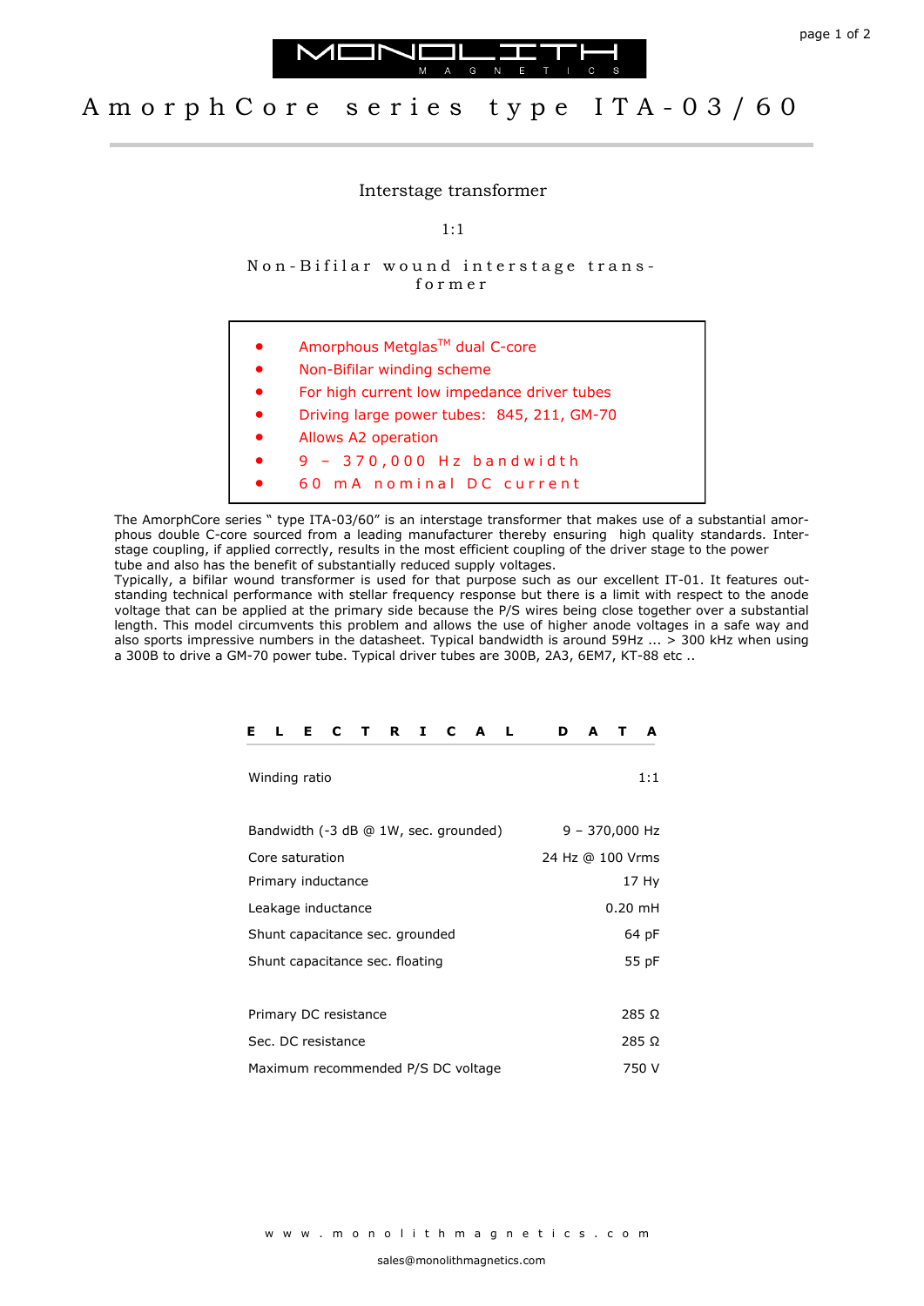# MONOLITH MAGNETICS

# AmorphCore series type ITA-03/60

## Interstage transformer

1:1

Non-Bifilar wound interstage transformer

- Amorphous Metglas™ dual C-core
- Non-Bifilar winding scheme
- For high current low impedance driver tubes
- Driving large power tubes: 845, 211, GM-70
- Allows A2 operation
- 9 – 370,000 Hz bandwidth
- 60 mA nominal DC current

The AmorphCore series " type ITA-03/60" is an interstage transformer that makes use of a substantial amorphous double C-core sourced from a leading manufacturer thereby ensuring high quality standards. Interstage coupling, if applied correctly, results in the most efficient coupling of the driver stage to the power tube and also has the benefit of substantially reduced supply voltages.
Typically, a bifilar wound transformer is used for that purpose such as our excellent IT-01. It features outstanding technical performance with stellar frequency response but there is a limit with respect to the anode voltage that can be applied at the primary side because the P/S wires being close together over a substantial length. This model circumvents this problem and allows the use of higher anode voltages in a safe way and also sports impressive numbers in the datasheet. Typical bandwidth is around 59Hz ... > 300 kHz when using a 300B to drive a GM-70 power tube. Typical driver tubes are 300B, 2A3, 6EM7, KT-88 etc ..

## ELECTRICAL DATA

| Parameter | Value |
|---|---|
| Winding ratio | 1:1 |
| Bandwidth (-3 dB @ 1W, sec. grounded) | 9 – 370,000 Hz |
| Core saturation | 24 Hz @ 100 Vrms |
| Primary inductance | 17 Hy |
| Leakage inductance | 0.20 mH |
| Shunt capacitance sec. grounded | 64 pF |
| Shunt capacitance sec. floating | 55 pF |
| Primary DC resistance | 285 Ω |
| Sec. DC resistance | 285 Ω |
| Maximum recommended P/S DC voltage | 750 V |

www.monolithmagnetics.com

sales@monolithmagnetics.com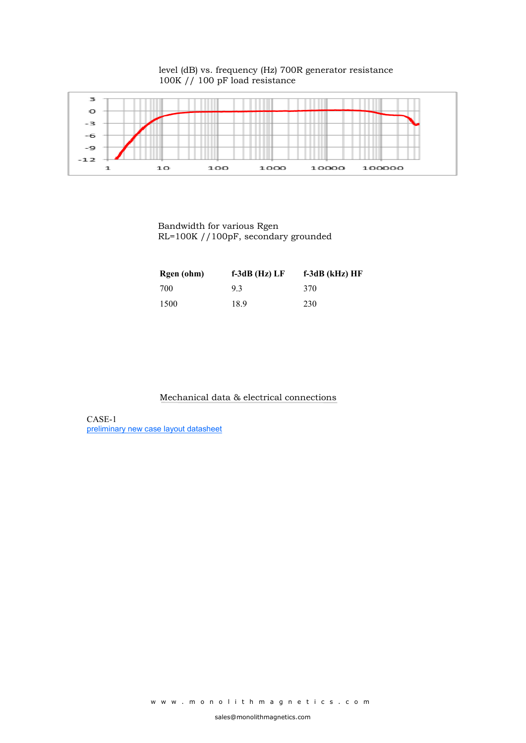level (dB) vs. frequency (Hz) 700R generator resistance
100K // 100 pF load resistance

3
0
-3
-6
-9
-12

1
10
100
1000
10000
100000

Bandwidth for various Rgen
RL=100K //100pF, secondary grounded

| Rgen (ohm) | f-3dB (Hz) LF | f-3dB (kHz) HF |
| --- | --- | --- |
| 700 | 9.3 | 370 |
| 1500 | 18.9 | 230 |

## Mechanical data & electrical connections

CASE-1
preliminary new case layout datasheet

w w w . m o n o l i t h m a g n e t i c s . c o m

sales@monolithmagnetics.com